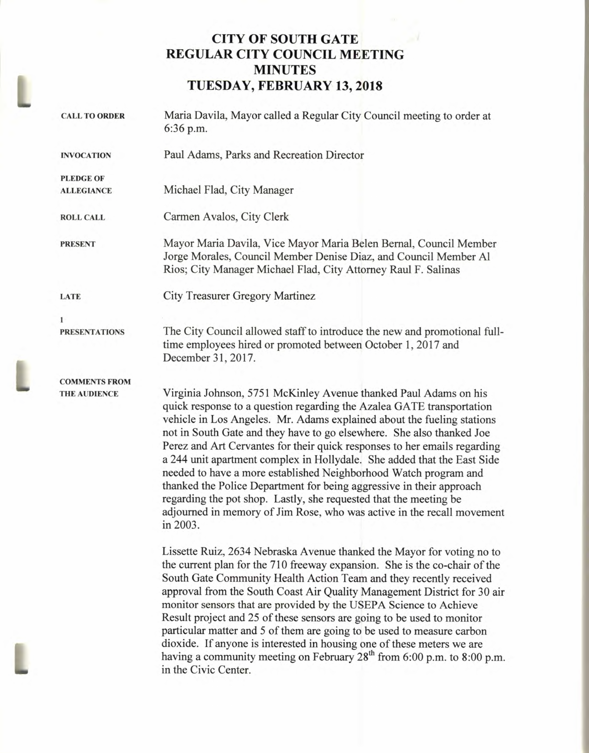# CITY OF SOUTH GATE
# REGULAR CITY COUNCIL MEETING
# MINUTES
# TUESDAY, FEBRUARY 13, 2018

**CALL TO ORDER** Maria Davila, Mayor called a Regular City Council meeting to order at 6:36 p.m.

**INVOCATION** Paul Adams, Parks and Recreation Director

**PLEDGE OF ALLEGIANCE** Michael Flad, City Manager

**ROLL CALL** Carmen Avalos, City Clerk

**PRESENT** Mayor Maria Davila, Vice Mayor Maria Belen Bernal, Council Member Jorge Morales, Council Member Denise Diaz, and Council Member Al Rios; City Manager Michael Flad, City Attorney Raul F. Salinas

**LATE** City Treasurer Gregory Martinez

**1**
**PRESENTATIONS** The City Council allowed staff to introduce the new and promotional full-time employees hired or promoted between October 1, 2017 and December 31, 2017.

**COMMENTS FROM THE AUDIENCE**

Virginia Johnson, 5751 McKinley Avenue thanked Paul Adams on his quick response to a question regarding the Azalea GATE transportation vehicle in Los Angeles. Mr. Adams explained about the fueling stations not in South Gate and they have to go elsewhere. She also thanked Joe Perez and Art Cervantes for their quick responses to her emails regarding a 244 unit apartment complex in Hollydale. She added that the East Side needed to have a more established Neighborhood Watch program and thanked the Police Department for being aggressive in their approach regarding the pot shop. Lastly, she requested that the meeting be adjourned in memory of Jim Rose, who was active in the recall movement in 2003.

Lissette Ruiz, 2634 Nebraska Avenue thanked the Mayor for voting no to the current plan for the 710 freeway expansion. She is the co-chair of the South Gate Community Health Action Team and they recently received approval from the South Coast Air Quality Management District for 30 air monitor sensors that are provided by the USEPA Science to Achieve Result project and 25 of these sensors are going to be used to monitor particular matter and 5 of them are going to be used to measure carbon dioxide. If anyone is interested in housing one of these meters we are having a community meeting on February 28th from 6:00 p.m. to 8:00 p.m. in the Civic Center.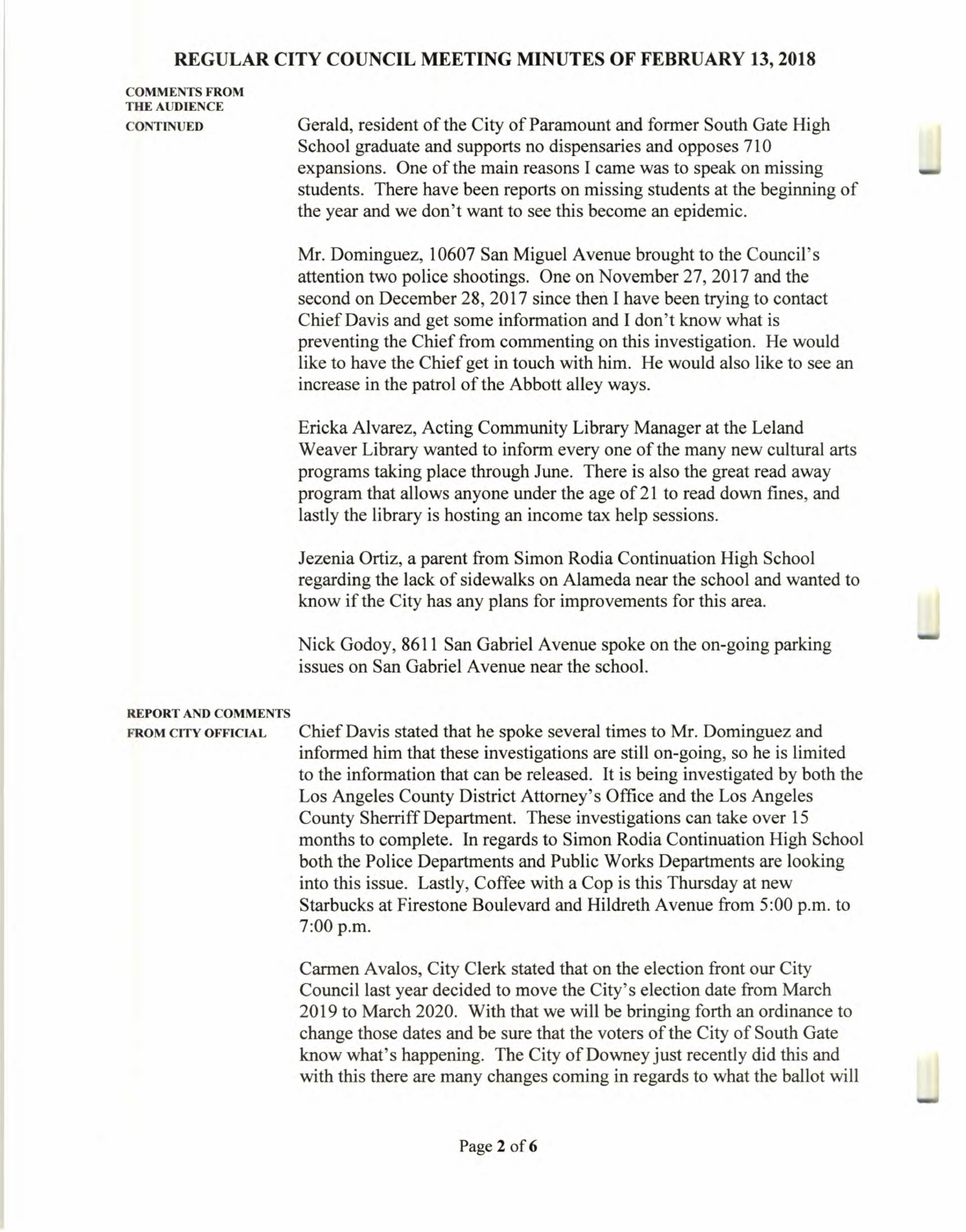# REGULAR CITY COUNCIL MEETING MINUTES OF FEBRUARY 13, 2018

**COMMENTS FROM THE AUDIENCE CONTINUED**

Gerald, resident of the City of Paramount and former South Gate High School graduate and supports no dispensaries and opposes 710 expansions. One of the main reasons I came was to speak on missing students. There have been reports on missing students at the beginning of the year and we don't want to see this become an epidemic.

Mr. Dominguez, 10607 San Miguel Avenue brought to the Council's attention two police shootings. One on November 27, 2017 and the second on December 28, 2017 since then I have been trying to contact Chief Davis and get some information and I don't know what is preventing the Chief from commenting on this investigation. He would like to have the Chief get in touch with him. He would also like to see an increase in the patrol of the Abbott alley ways.

Ericka Alvarez, Acting Community Library Manager at the Leland Weaver Library wanted to inform every one of the many new cultural arts programs taking place through June. There is also the great read away program that allows anyone under the age of 21 to read down fines, and lastly the library is hosting an income tax help sessions.

Jezenia Ortiz, a parent from Simon Rodia Continuation High School regarding the lack of sidewalks on Alameda near the school and wanted to know if the City has any plans for improvements for this area.

Nick Godoy, 8611 San Gabriel Avenue spoke on the on-going parking issues on San Gabriel Avenue near the school.

**REPORT AND COMMENTS FROM CITY OFFICIAL**

Chief Davis stated that he spoke several times to Mr. Dominguez and informed him that these investigations are still on-going, so he is limited to the information that can be released. It is being investigated by both the Los Angeles County District Attorney's Office and the Los Angeles County Sherriff Department. These investigations can take over 15 months to complete. In regards to Simon Rodia Continuation High School both the Police Departments and Public Works Departments are looking into this issue. Lastly, Coffee with a Cop is this Thursday at new Starbucks at Firestone Boulevard and Hildreth Avenue from 5:00 p.m. to 7:00 p.m.

Carmen Avalos, City Clerk stated that on the election front our City Council last year decided to move the City's election date from March 2019 to March 2020. With that we will be bringing forth an ordinance to change those dates and be sure that the voters of the City of South Gate know what's happening. The City of Downey just recently did this and with this there are many changes coming in regards to what the ballot will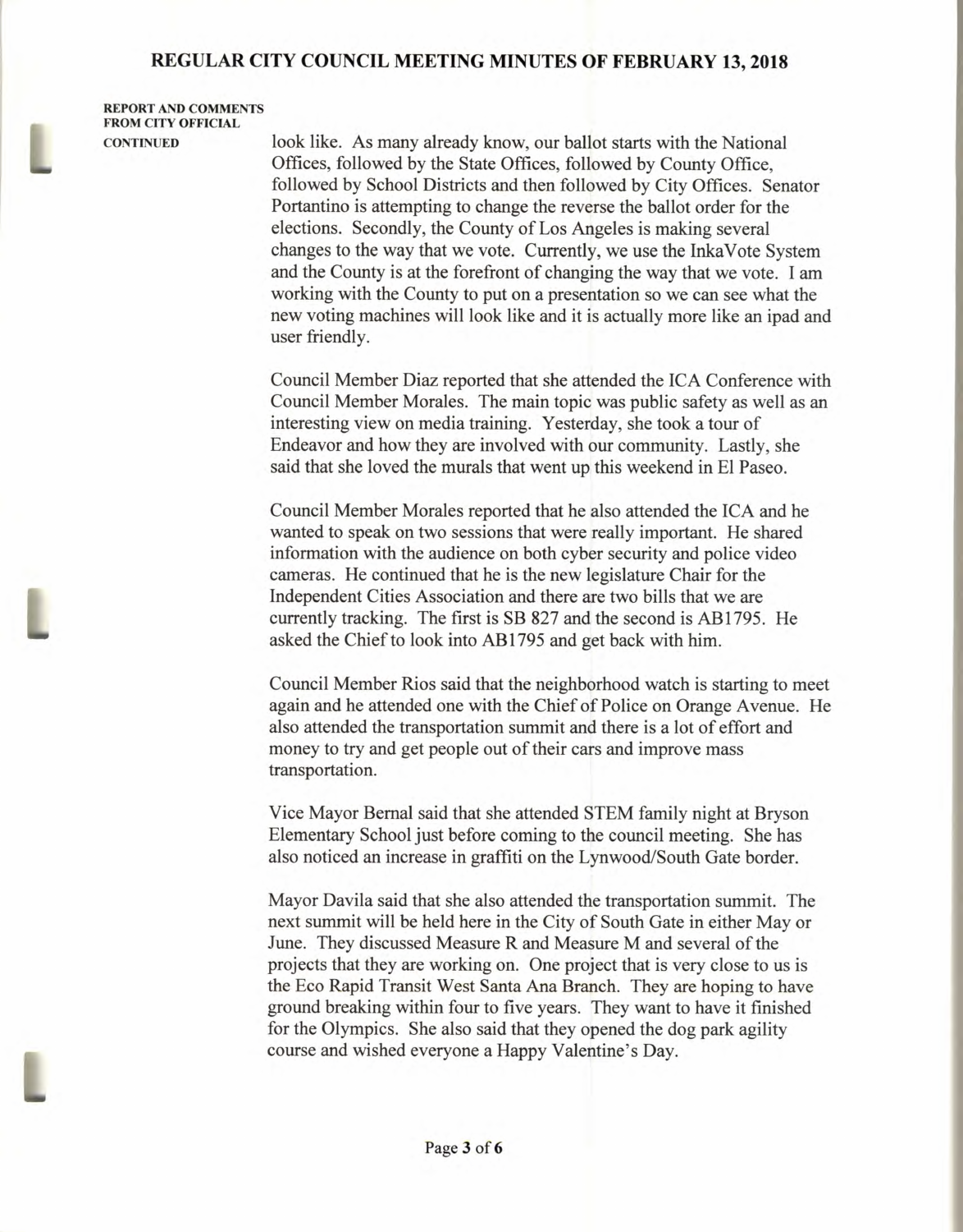**REPORT AND COMMENTS FROM CITY OFFICIAL CONTINUED**

look like. As many already know, our ballot starts with the National Offices, followed by the State Offices, followed by County Office, followed by School Districts and then followed by City Offices. Senator Portantino is attempting to change the reverse the ballot order for the elections. Secondly, the County of Los Angeles is making several changes to the way that we vote. Currently, we use the InkaVote System and the County is at the forefront of changing the way that we vote. I am working with the County to put on a presentation so we can see what the new voting machines will look like and it is actually more like an ipad and user friendly.

Council Member Diaz reported that she attended the ICA Conference with Council Member Morales. The main topic was public safety as well as an interesting view on media training. Yesterday, she took a tour of Endeavor and how they are involved with our community. Lastly, she said that she loved the murals that went up this weekend in El Paseo.

Council Member Morales reported that he also attended the ICA and he wanted to speak on two sessions that were really important. He shared information with the audience on both cyber security and police video cameras. He continued that he is the new legislature Chair for the Independent Cities Association and there are two bills that we are currently tracking. The first is SB 827 and the second is AB1795. He asked the Chief to look into AB1795 and get back with him.

Council Member Rios said that the neighborhood watch is starting to meet again and he attended one with the Chief of Police on Orange Avenue. He also attended the transportation summit and there is a lot of effort and money to try and get people out of their cars and improve mass transportation.

Vice Mayor Bernal said that she attended STEM family night at Bryson Elementary School just before coming to the council meeting. She has also noticed an increase in graffiti on the Lynwood/South Gate border.

Mayor Davila said that she also attended the transportation summit. The next summit will be held here in the City of South Gate in either May or June. They discussed Measure R and Measure M and several of the projects that they are working on. One project that is very close to us is the Eco Rapid Transit West Santa Ana Branch. They are hoping to have ground breaking within four to five years. They want to have it finished for the Olympics. She also said that they opened the dog park agility course and wished everyone a Happy Valentine's Day.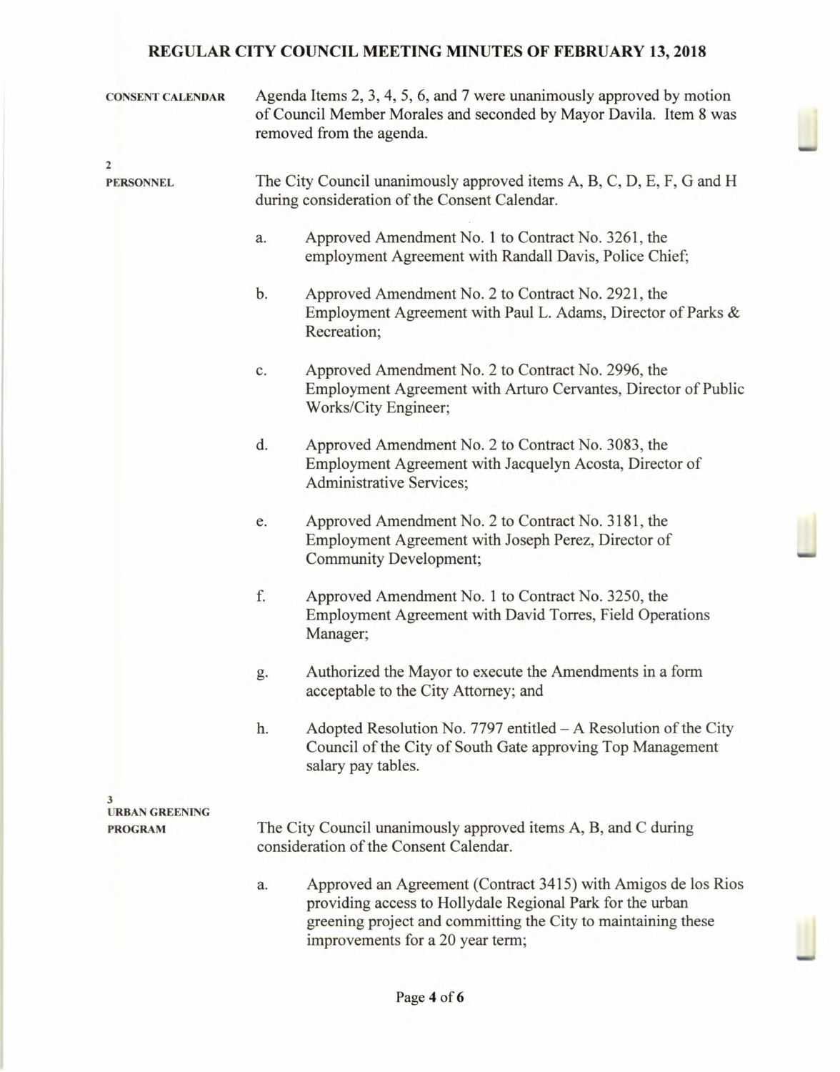**CONSENT CALENDAR**

Agenda Items 2, 3, 4, 5, 6, and 7 were unanimously approved by motion of Council Member Morales and seconded by Mayor Davila. Item 8 was removed from the agenda.

**2**
**PERSONNEL**

The City Council unanimously approved items A, B, C, D, E, F, G and H during consideration of the Consent Calendar.

a. Approved Amendment No. 1 to Contract No. 3261, the employment Agreement with Randall Davis, Police Chief;

b. Approved Amendment No. 2 to Contract No. 2921, the Employment Agreement with Paul L. Adams, Director of Parks & Recreation;

c. Approved Amendment No. 2 to Contract No. 2996, the Employment Agreement with Arturo Cervantes, Director of Public Works/City Engineer;

d. Approved Amendment No. 2 to Contract No. 3083, the Employment Agreement with Jacquelyn Acosta, Director of Administrative Services;

e. Approved Amendment No. 2 to Contract No. 3181, the Employment Agreement with Joseph Perez, Director of Community Development;

f. Approved Amendment No. 1 to Contract No. 3250, the Employment Agreement with David Torres, Field Operations Manager;

g. Authorized the Mayor to execute the Amendments in a form acceptable to the City Attorney; and

h. Adopted Resolution No. 7797 entitled – A Resolution of the City Council of the City of South Gate approving Top Management salary pay tables.

**3**
**URBAN GREENING PROGRAM**

The City Council unanimously approved items A, B, and C during consideration of the Consent Calendar.

a. Approved an Agreement (Contract 3415) with Amigos de los Rios providing access to Hollydale Regional Park for the urban greening project and committing the City to maintaining these improvements for a 20 year term;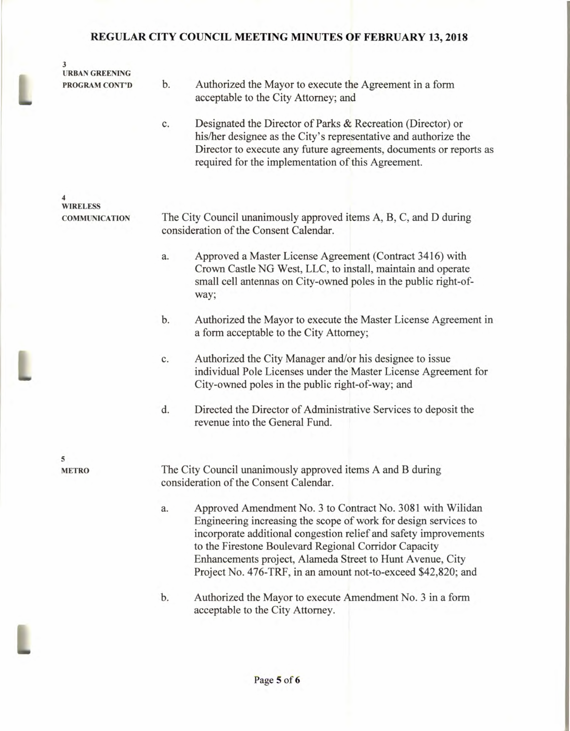**3**
**URBAN GREENING PROGRAM CONT'D**

b. Authorized the Mayor to execute the Agreement in a form acceptable to the City Attorney; and

c. Designated the Director of Parks & Recreation (Director) or his/her designee as the City's representative and authorize the Director to execute any future agreements, documents or reports as required for the implementation of this Agreement.

**4**
**WIRELESS COMMUNICATION**

The City Council unanimously approved items A, B, C, and D during consideration of the Consent Calendar.

a. Approved a Master License Agreement (Contract 3416) with Crown Castle NG West, LLC, to install, maintain and operate small cell antennas on City-owned poles in the public right-of-way;

b. Authorized the Mayor to execute the Master License Agreement in a form acceptable to the City Attorney;

c. Authorized the City Manager and/or his designee to issue individual Pole Licenses under the Master License Agreement for City-owned poles in the public right-of-way; and

d. Directed the Director of Administrative Services to deposit the revenue into the General Fund.

**5**
**METRO**

The City Council unanimously approved items A and B during consideration of the Consent Calendar.

a. Approved Amendment No. 3 to Contract No. 3081 with Wilidan Engineering increasing the scope of work for design services to incorporate additional congestion relief and safety improvements to the Firestone Boulevard Regional Corridor Capacity Enhancements project, Alameda Street to Hunt Avenue, City Project No. 476-TRF, in an amount not-to-exceed $42,820; and

b. Authorized the Mayor to execute Amendment No. 3 in a form acceptable to the City Attorney.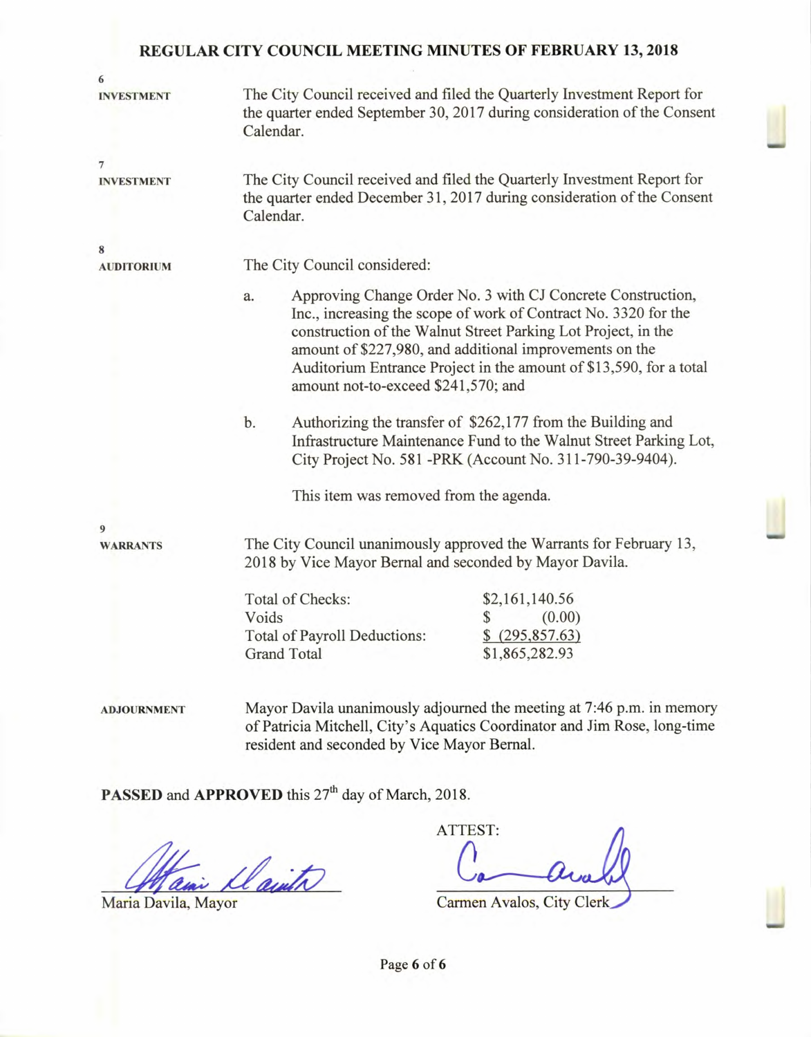**6**
**INVESTMENT**

The City Council received and filed the Quarterly Investment Report for the quarter ended September 30, 2017 during consideration of the Consent Calendar.

**7**
**INVESTMENT**

The City Council received and filed the Quarterly Investment Report for the quarter ended December 31, 2017 during consideration of the Consent Calendar.

**8**
**AUDITORIUM**

The City Council considered:

a. Approving Change Order No. 3 with CJ Concrete Construction, Inc., increasing the scope of work of Contract No. 3320 for the construction of the Walnut Street Parking Lot Project, in the amount of $227,980, and additional improvements on the Auditorium Entrance Project in the amount of $13,590, for a total amount not-to-exceed $241,570; and

b. Authorizing the transfer of $262,177 from the Building and Infrastructure Maintenance Fund to the Walnut Street Parking Lot, City Project No. 581 -PRK (Account No. 311-790-39-9404).

This item was removed from the agenda.

**9**
**WARRANTS**

The City Council unanimously approved the Warrants for February 13, 2018 by Vice Mayor Bernal and seconded by Mayor Davila.

| | |
|---|---|
| Total of Checks: | $2,161,140.56 |
| Voids | $ (0.00) |
| Total of Payroll Deductions: | $ (295,857.63) |
| Grand Total | $1,865,282.93 |

**ADJOURNMENT**

Mayor Davila unanimously adjourned the meeting at 7:46 p.m. in memory of Patricia Mitchell, City's Aquatics Coordinator and Jim Rose, long-time resident and seconded by Vice Mayor Bernal.

**PASSED** and **APPROVED** this 27th day of March, 2018.

Maria Davila, Mayor

ATTEST:

Carmen Avalos, City Clerk